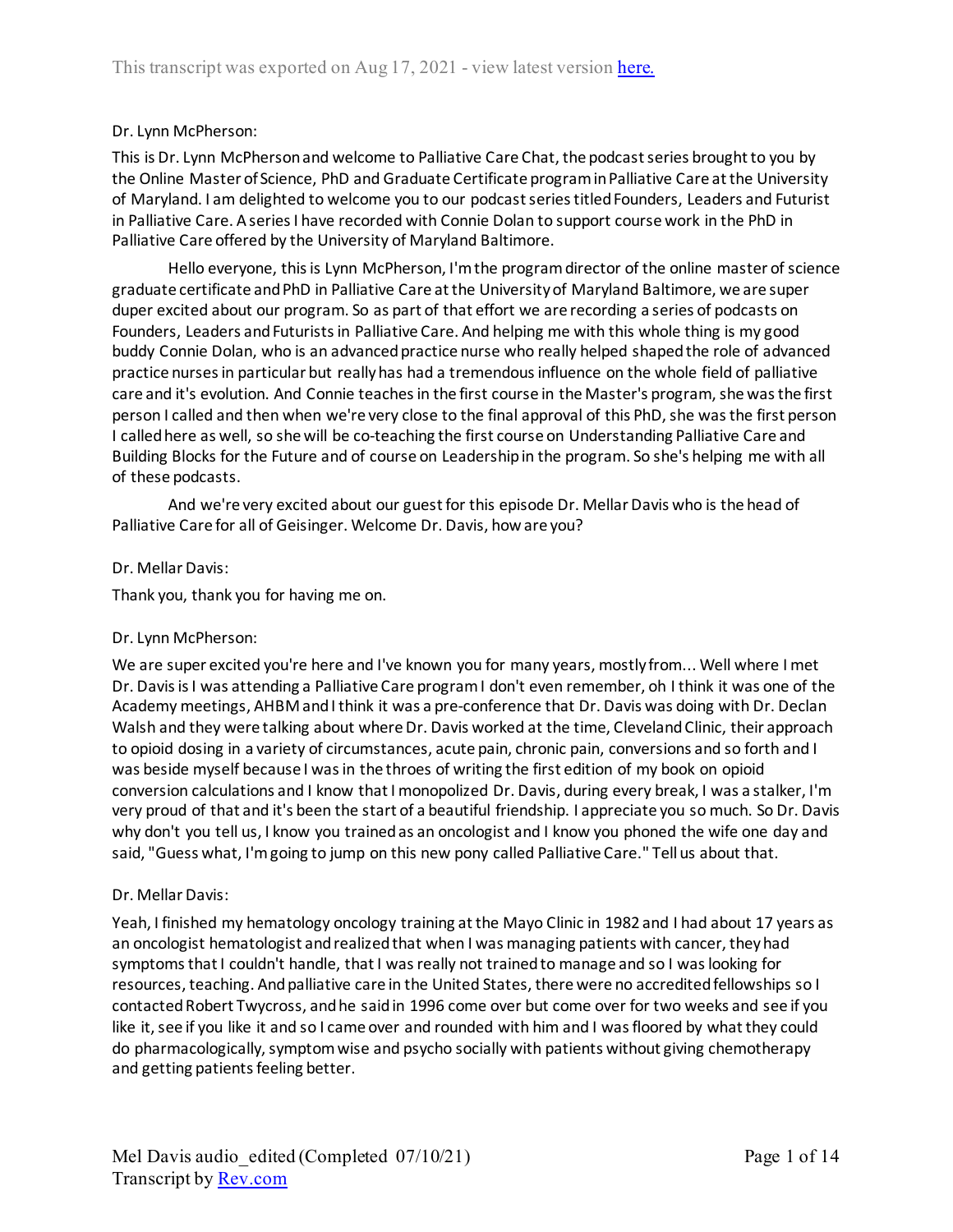Dr. Lynn McPherson:

This is Dr. Lynn McPherson and welcome to Palliative Care Chat, the podcast series brought to you by the Online Master of Science, PhD and Graduate Certificate program in Palliative Care at the University of Maryland. I am delighted to welcome you to our podcast series titled Founders, Leaders and Futurist in Palliative Care. A series I have recorded with Connie Dolan to support course work in the PhD in Palliative Care offered by the University of Maryland Baltimore.

Hello everyone, this is Lynn McPherson, I'm the program director of the online master of science graduate certificate and PhD in Palliative Care at the University of Maryland Baltimore, we are super duper excited about our program. So as part of that effort we are recording a series of podcasts on Founders, Leaders and Futurists in Palliative Care. And helping me with this whole thing is my good buddy Connie Dolan, who is an advanced practice nurse who really helped shaped the role of advanced practice nurses in particular but really has had a tremendous influence on the whole field of palliative care and it's evolution. And Connie teaches in the first course in the Master's program, she was the first person I called and then when we're very close to the final approval of this PhD, she was the first person I called here as well, so she will be co-teaching the first course on Understanding Palliative Care and Building Blocks for the Future and of course on Leadership in the program. So she's helping me with all of these podcasts.

And we're very excited about our guest for this episode Dr. Mellar Davis who is the head of Palliative Care for all of Geisinger. Welcome Dr. Davis, how are you?

Dr. Mellar Davis:

Thank you, thank you for having me on.

Dr. Lynn McPherson:

We are super excited you're here and I've known you for many years, mostly from... Well where I met Dr. Davis is I was attending a Palliative Care program I don't even remember, oh I think it was one of the Academy meetings, AHBM and I think it was a pre-conference that Dr. Davis was doing with Dr. Declan Walsh and they were talking about where Dr. Davis worked at the time, Cleveland Clinic, their approach to opioid dosing in a variety of circumstances, acute pain, chronic pain, conversions and so forth and I was beside myself because I was in the throes of writing the first edition of my book on opioid conversion calculations and I know that I monopolized Dr. Davis, during every break, I was a stalker, I'm very proud of that and it's been the start of a beautiful friendship. I appreciate you so much. So Dr. Davis why don't you tell us, I know you trained as an oncologist and I know you phoned the wife one day and said, "Guess what, I'm going to jump on this new pony called Palliative Care." Tell us about that.

Dr. Mellar Davis:

Yeah, I finished my hematology oncology training at the Mayo Clinic in 1982 and I had about 17 years as an oncologist hematologist and realized that when I was managing patients with cancer, they had symptoms that I couldn't handle, that I was really not trained to manage and so I was looking for resources, teaching. And palliative care in the United States, there were no accredited fellowships so I contacted Robert Twycross, and he said in 1996 come over but come over for two weeks and see if you like it, see if you like it and so I came over and rounded with him and I was floored by what they could do pharmacologically, symptom wise and psycho socially with patients without giving chemotherapy and getting patients feeling better.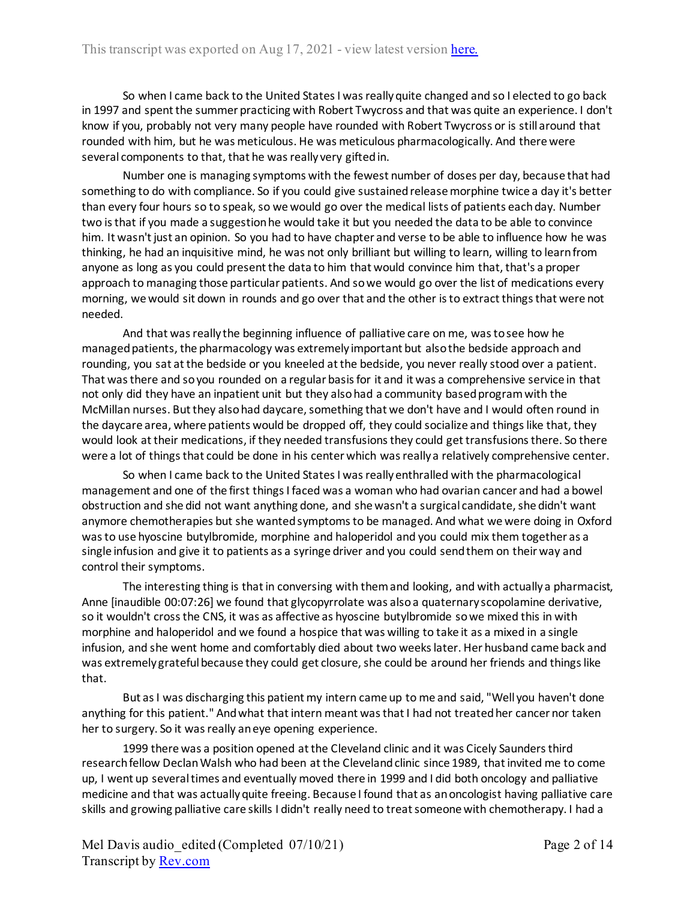So when I came back to the United States I was really quite changed and so I elected to go back in 1997 and spent the summer practicing with Robert Twycross and that was quite an experience. I don't know if you, probably not very many people have rounded with Robert Twycross or is still around that rounded with him, but he was meticulous. He was meticulous pharmacologically. And there were several components to that, that he was really very gifted in.

Number one is managing symptoms with the fewest number of doses per day, because that had something to do with compliance. So if you could give sustained release morphine twice a day it's better than every four hours so to speak, so we would go over the medical lists of patients each day. Number two is that if you made a suggestion he would take it but you needed the data to be able to convince him. It wasn't just an opinion. So you had to have chapter and verse to be able to influence how he was thinking, he had an inquisitive mind, he was not only brilliant but willing to learn, willing to learn from anyone as long as you could present the data to him that would convince him that, that's a proper approach to managing those particular patients. And so we would go over the list of medications every morning, we would sit down in rounds and go over that and the other is to extract things that were not needed.

And that was really the beginning influence of palliative care on me, was to see how he managed patients, the pharmacology was extremely important but also the bedside approach and rounding, you sat at the bedside or you kneeled at the bedside, you never really stood over a patient. That was there and so you rounded on a regular basis for it and it was a comprehensive service in that not only did they have an inpatient unit but they also had a community based program with the McMillan nurses. But they also had daycare, something that we don't have and I would often round in the daycare area, where patients would be dropped off, they could socialize and things like that, they would look at their medications, if they needed transfusions they could get transfusions there. So there were a lot of things that could be done in his center which was really a relatively comprehensive center.

So when I came back to the United States I was really enthralled with the pharmacological management and one of the first things I faced was a woman who had ovarian cancer and had a bowel obstruction and she did not want anything done, and she wasn't a surgical candidate, she didn't want anymore chemotherapies but she wanted symptoms to be managed. And what we were doing in Oxford was to use hyoscine butylbromide, morphine and haloperidol and you could mix them together as a single infusion and give it to patients as a syringe driver and you could send them on their way and control their symptoms.

The interesting thing is that in conversing with them and looking, and with actually a pharmacist, Anne [inaudible 00:07:26] we found that glycopyrrolate was also a quaternary scopolamine derivative, so it wouldn't cross the CNS, it was as affective as hyoscine butylbromide so we mixed this in with morphine and haloperidol and we found a hospice that was willing to take it as a mixed in a single infusion, and she went home and comfortably died about two weeks later. Her husband came back and was extremely grateful because they could get closure, she could be around her friends and things like that.

But as I was discharging this patient my intern came up to me and said, "Well you haven't done anything for this patient." And what that intern meant was that I had not treated her cancer nor taken her to surgery. So it was really an eye opening experience.

1999 there was a position opened at the Cleveland clinic and it was Cicely Saunders third research fellow Declan Walsh who had been at the Cleveland clinic since 1989, that invited me to come up, I went up several times and eventually moved there in 1999 and I did both oncology and palliative medicine and that was actually quite freeing. Because I found that as an oncologist having palliative care skills and growing palliative care skills I didn't really need to treat someone with chemotherapy. I had a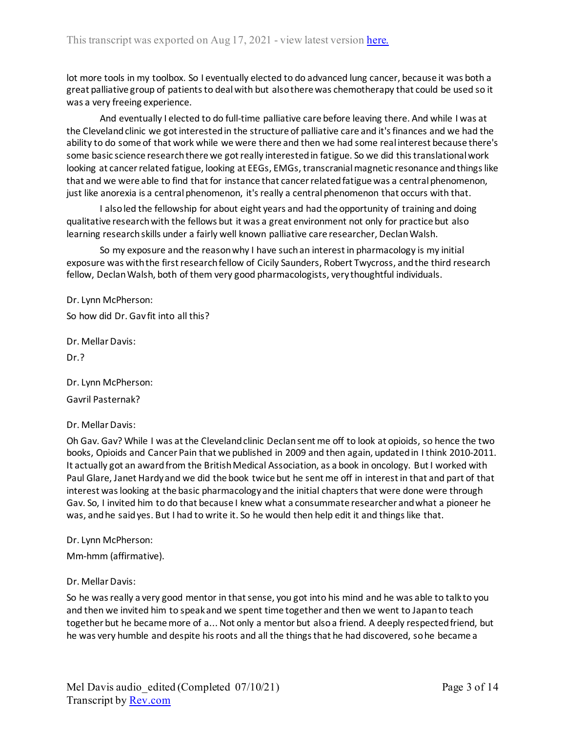lot more tools in my toolbox. So I eventually elected to do advanced lung cancer, because it was both a great palliative group of patients to deal with but also there was chemotherapy that could be used so it was a very freeing experience.

And eventually I elected to do full-time palliative care before leaving there. And while I was at the Cleveland clinic we got interested in the structure of palliative care and it's finances and we had the ability to do some of that work while we were there and then we had some real interest because there's some basic science research there we got really interested in fatigue. So we did this translational work looking at cancer related fatigue, looking at EEGs, EMGs, transcranial magnetic resonance and things like that and we were able to find that for instance that cancer related fatigue was a central phenomenon, just like anorexia is a central phenomenon, it's really a central phenomenon that occurs with that.

I also led the fellowship for about eight years and had the opportunity of training and doing qualitative research with the fellows but it was a great environment not only for practice but also learning research skills under a fairly well known palliative care researcher, Declan Walsh.

So my exposure and the reason why I have such an interest in pharmacology is my initial exposure was with the first research fellow of Cicily Saunders, Robert Twycross, and the third research fellow, Declan Walsh, both of them very good pharmacologists, very thoughtful individuals.

Dr. Lynn McPherson:

So how did Dr. Gav fit into all this?

Dr. Mellar Davis:

Dr.?

Dr. Lynn McPherson:

Gavril Pasternak?

Dr. Mellar Davis:

Oh Gav. Gav? While I was at the Cleveland clinic Declan sent me off to look at opioids, so hence the two books, Opioids and Cancer Pain that we published in 2009 and then again, updated in I think 2010-2011. It actually got an award from the British Medical Association, as a book in oncology. But I worked with Paul Glare, Janet Hardy and we did the book twice but he sent me off in interest in that and part of that interest was looking at the basic pharmacology and the initial chapters that were done were through Gav. So, I invited him to do that because I knew what a consummate researcher and what a pioneer he was, and he said yes. But I had to write it. So he would then help edit it and things like that.

Dr. Lynn McPherson:

Mm-hmm (affirmative).

Dr. Mellar Davis:

So he was really a very good mentor in that sense, you got into his mind and he was able to talk to you and then we invited him to speak and we spent time together and then we went to Japan to teach together but he became more of a... Not only a mentor but also a friend. A deeply respected friend, but he was very humble and despite his roots and all the things that he had discovered, so he became a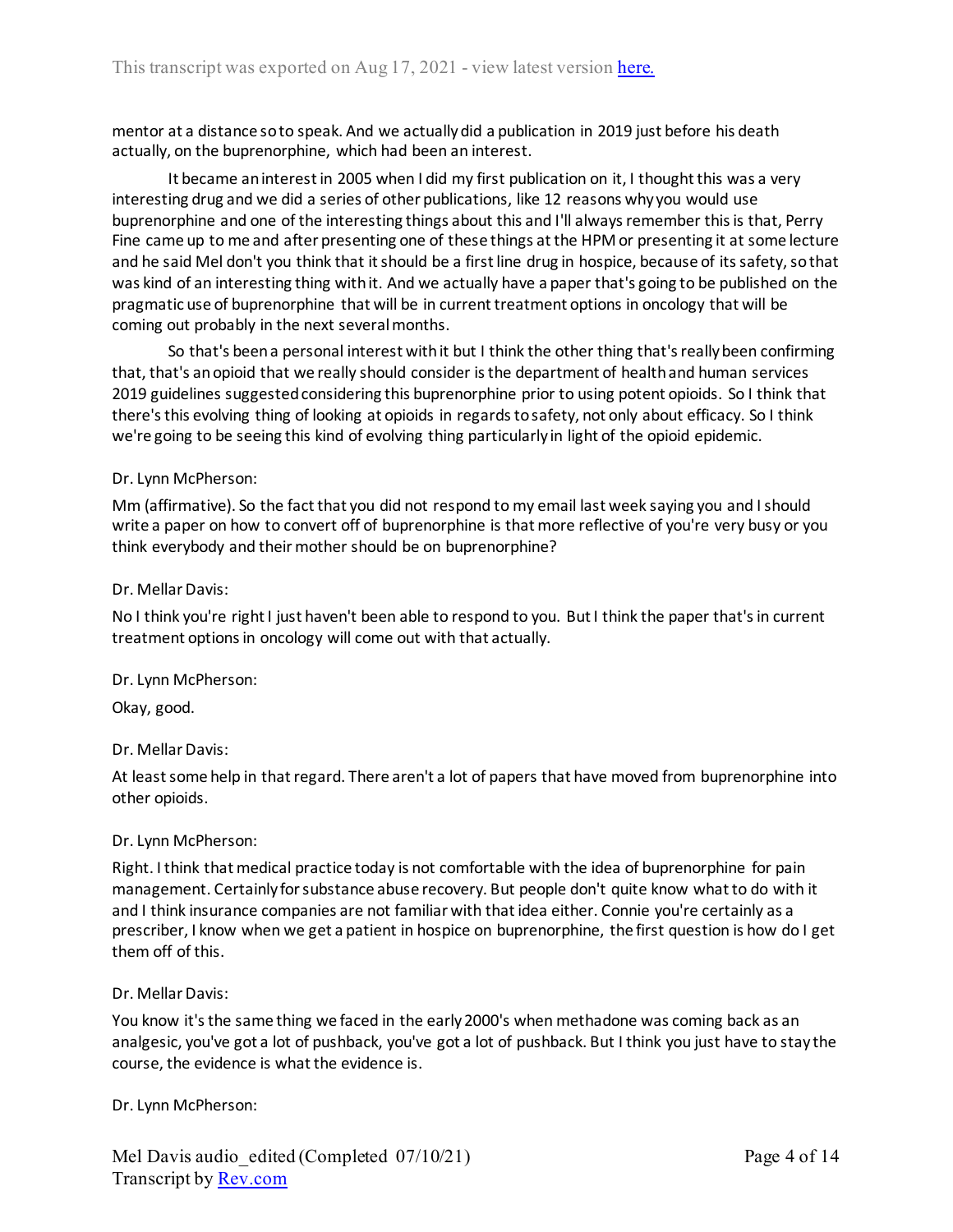mentor at a distance so to speak. And we actually did a publication in 2019 just before his death actually, on the buprenorphine, which had been an interest.

It became an interest in 2005 when I did my first publication on it, I thought this was a very interesting drug and we did a series of other publications, like 12 reasons why you would use buprenorphine and one of the interesting things about this and I'll always remember this is that, Perry Fine came up to me and after presenting one of these things at the HPM or presenting it at some lecture and he said Mel don't you think that it should be a first line drug in hospice, because of its safety, so that was kind of an interesting thing with it. And we actually have a paper that's going to be published on the pragmatic use of buprenorphine that will be in current treatment options in oncology that will be coming out probably in the next several months.

So that's been a personal interest with it but I think the other thing that's really been confirming that, that's an opioid that we really should consider is the department of health and human services 2019 guidelines suggested considering this buprenorphine prior to using potent opioids. So I think that there's this evolving thing of looking at opioids in regards to safety, not only about efficacy. So I think we're going to be seeing this kind of evolving thing particularly in light of the opioid epidemic.

Dr. Lynn McPherson:

Mm (affirmative). So the fact that you did not respond to my email last week saying you and I should write a paper on how to convert off of buprenorphine is that more reflective of you're very busy or you think everybody and their mother should be on buprenorphine?

Dr. Mellar Davis:

No I think you're right I just haven't been able to respond to you. But I think the paper that's in current treatment options in oncology will come out with that actually.

Dr. Lynn McPherson:

Okay, good.

Dr. Mellar Davis:

At least some help in that regard. There aren't a lot of papers that have moved from buprenorphine into other opioids.

Dr. Lynn McPherson:

Right. I think that medical practice today is not comfortable with the idea of buprenorphine for pain management. Certainly for substance abuse recovery. But people don't quite know what to do with it and I think insurance companies are not familiar with that idea either. Connie you're certainly as a prescriber, I know when we get a patient in hospice on buprenorphine, the first question is how do I get them off of this.

Dr. Mellar Davis:

You know it's the same thing we faced in the early 2000's when methadone was coming back as an analgesic, you've got a lot of pushback, you've got a lot of pushback. But I think you just have to stay the course, the evidence is what the evidence is.

Dr. Lynn McPherson: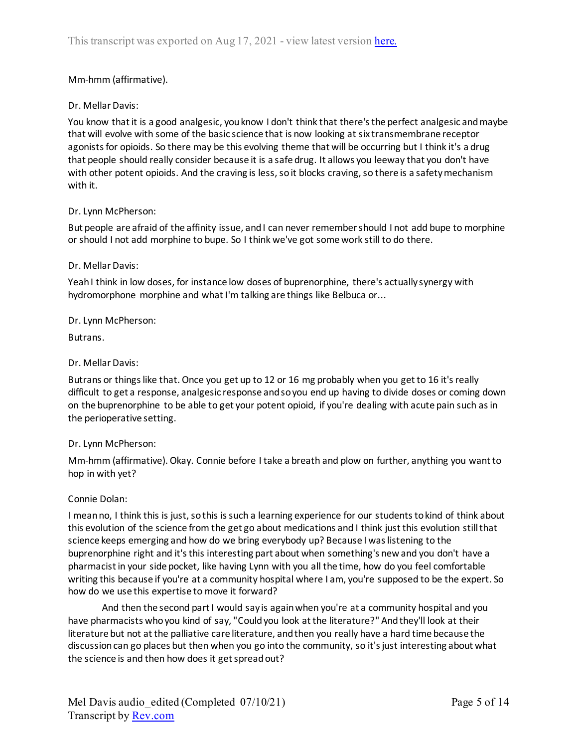Mm-hmm (affirmative).

Dr. Mellar Davis:

You know that it is a good analgesic, you know I don't think that there's the perfect analgesic and maybe that will evolve with some of the basic science that is now looking at six transmembrane receptor agonists for opioids. So there may be this evolving theme that will be occurring but I think it's a drug that people should really consider because it is a safe drug. It allows you leeway that you don't have with other potent opioids. And the craving is less, so it blocks craving, so there is a safety mechanism with it.

Dr. Lynn McPherson:

But people are afraid of the affinity issue, and I can never remember should I not add bupe to morphine or should I not add morphine to bupe. So I think we've got some work still to do there.

Dr. Mellar Davis:

Yeah I think in low doses, for instance low doses of buprenorphine, there's actually synergy with hydromorphone morphine and what I'm talking are things like Belbuca or...

Dr. Lynn McPherson:

Butrans.

Dr. Mellar Davis:

Butrans or things like that. Once you get up to 12 or 16 mg probably when you get to 16 it's really difficult to get a response, analgesic response and so you end up having to divide doses or coming down on the buprenorphine to be able to get your potent opioid, if you're dealing with acute pain such as in the perioperative setting.

Dr. Lynn McPherson:

Mm-hmm (affirmative). Okay. Connie before I take a breath and plow on further, anything you want to hop in with yet?

Connie Dolan:

I mean no, I think this is just, so this is such a learning experience for our students to kind of think about this evolution of the science from the get go about medications and I think just this evolution still that science keeps emerging and how do we bring everybody up? Because I was listening to the buprenorphine right and it's this interesting part about when something's new and you don't have a pharmacist in your side pocket, like having Lynn with you all the time, how do you feel comfortable writing this because if you're at a community hospital where I am, you're supposed to be the expert. So how do we use this expertise to move it forward?

And then the second part I would say is again when you're at a community hospital and you have pharmacists who you kind of say, "Could you look at the literature?" And they'll look at their literature but not at the palliative care literature, and then you really have a hard time because the discussion can go places but then when you go into the community, so it's just interesting about what the science is and then how does it get spread out?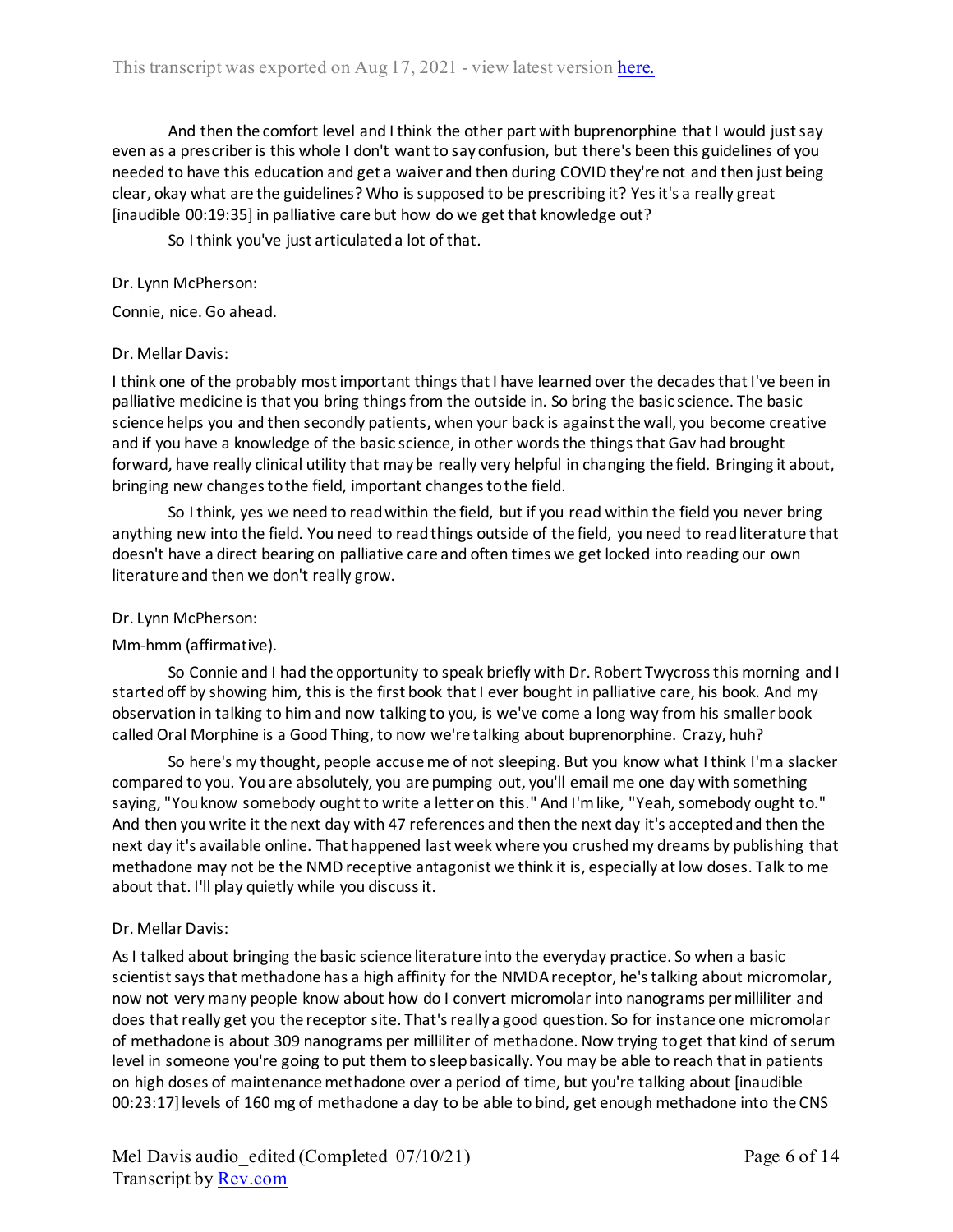And then the comfort level and I think the other part with buprenorphine that I would just say even as a prescriber is this whole I don't want to say confusion, but there's been this guidelines of you needed to have this education and get a waiver and then during COVID they're not and then just being clear, okay what are the guidelines? Who is supposed to be prescribing it? Yes it's a really great [inaudible 00:19:35] in palliative care but how do we get that knowledge out?

So I think you've just articulated a lot of that.

Dr. Lynn McPherson:

Connie, nice. Go ahead.

Dr. Mellar Davis:

I think one of the probably most important things that I have learned over the decades that I've been in palliative medicine is that you bring things from the outside in. So bring the basic science. The basic science helps you and then secondly patients, when your back is against the wall, you become creative and if you have a knowledge of the basic science, in other words the things that Gav had brought forward, have really clinical utility that may be really very helpful in changing the field. Bringing it about, bringing new changes to the field, important changes to the field.

So I think, yes we need to read within the field, but if you read within the field you never bring anything new into the field. You need to read things outside of the field, you need to read literature that doesn't have a direct bearing on palliative care and often times we get locked into reading our own literature and then we don't really grow.

Dr. Lynn McPherson:

Mm-hmm (affirmative).

So Connie and I had the opportunity to speak briefly with Dr. Robert Twycross this morning and I started off by showing him, this is the first book that I ever bought in palliative care, his book. And my observation in talking to him and now talking to you, is we've come a long way from his smaller book called Oral Morphine is a Good Thing, to now we're talking about buprenorphine. Crazy, huh?

So here's my thought, people accuse me of not sleeping. But you know what I think I'm a slacker compared to you. You are absolutely, you are pumping out, you'll email me one day with something saying, "You know somebody ought to write a letter on this." And I'm like, "Yeah, somebody ought to." And then you write it the next day with 47 references and then the next day it's accepted and then the next day it's available online. That happened last week where you crushed my dreams by publishing that methadone may not be the NMD receptive antagonist we think it is, especially at low doses. Talk to me about that. I'll play quietly while you discuss it.

Dr. Mellar Davis:

As I talked about bringing the basic science literature into the everyday practice. So when a basic scientist says that methadone has a high affinity for the NMDA receptor, he's talking about micromolar, now not very many people know about how do I convert micromolar into nanograms per milliliter and does that really get you the receptor site. That's really a good question. So for instance one micromolar of methadone is about 309 nanograms per milliliter of methadone. Now trying to get that kind of serum level in someone you're going to put them to sleep basically. You may be able to reach that in patients on high doses of maintenance methadone over a period of time, but you're talking about [inaudible 00:23:17] levels of 160 mg of methadone a day to be able to bind, get enough methadone into the CNS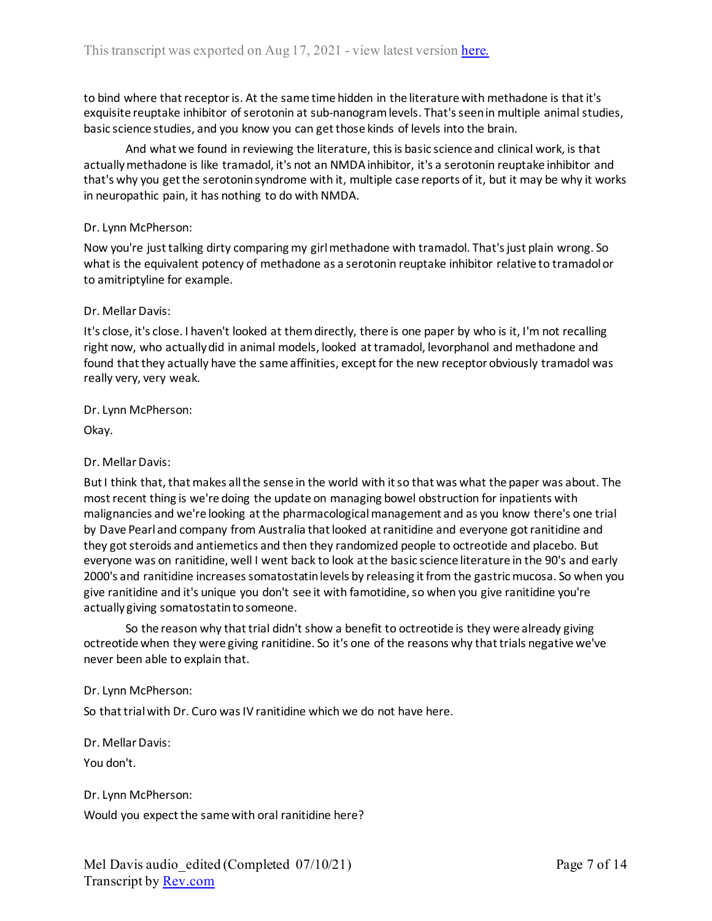to bind where that receptor is. At the same time hidden in the literature with methadone is that it's exquisite reuptake inhibitor of serotonin at sub-nanogram levels. That's seen in multiple animal studies, basic science studies, and you know you can get those kinds of levels into the brain.

And what we found in reviewing the literature, this is basic science and clinical work, is that actually methadone is like tramadol, it's not an NMDA inhibitor, it's a serotonin reuptake inhibitor and that's why you get the serotonin syndrome with it, multiple case reports of it, but it may be why it works in neuropathic pain, it has nothing to do with NMDA.

Dr. Lynn McPherson:

Now you're just talking dirty comparing my girl methadone with tramadol. That's just plain wrong. So what is the equivalent potency of methadone as a serotonin reuptake inhibitor relative to tramadol or to amitriptyline for example.

Dr. Mellar Davis:

It's close, it's close. I haven't looked at them directly, there is one paper by who is it, I'm not recalling right now, who actually did in animal models, looked at tramadol, levorphanol and methadone and found that they actually have the same affinities, except for the new receptor obviously tramadol was really very, very weak.

Dr. Lynn McPherson:

Okay.

Dr. Mellar Davis:

But I think that, that makes all the sense in the world with it so that was what the paper was about. The most recent thing is we're doing the update on managing bowel obstruction for inpatients with malignancies and we're looking at the pharmacological management and as you know there's one trial by Dave Pearl and company from Australia that looked at ranitidine and everyone got ranitidine and they got steroids and antiemetics and then they randomized people to octreotide and placebo. But everyone was on ranitidine, well I went back to look at the basic science literature in the 90's and early 2000's and ranitidine increases somatostatin levels by releasing it from the gastric mucosa. So when you give ranitidine and it's unique you don't see it with famotidine, so when you give ranitidine you're actually giving somatostatin to someone.

So the reason why that trial didn't show a benefit to octreotide is they were already giving octreotide when they were giving ranitidine. So it's one of the reasons why that trials negative we've never been able to explain that.

Dr. Lynn McPherson:

So that trial with Dr. Curo was IV ranitidine which we do not have here.

Dr. Mellar Davis:

You don't.

Dr. Lynn McPherson:

Would you expect the same with oral ranitidine here?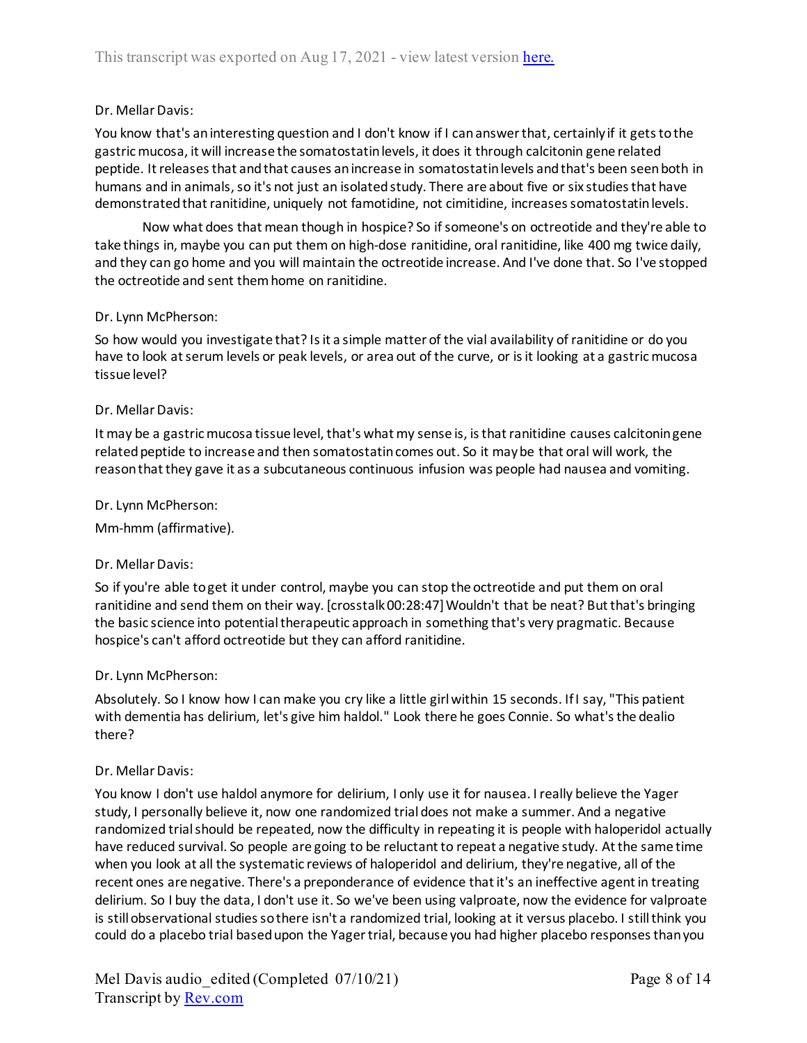Dr. Mellar Davis:

You know that's an interesting question and I don't know if I can answer that, certainly if it gets to the gastric mucosa, it will increase the somatostatin levels, it does it through calcitonin gene related peptide. It releases that and that causes an increase in somatostatin levels and that's been seen both in humans and in animals, so it's not just an isolated study. There are about five or six studies that have demonstrated that ranitidine, uniquely not famotidine, not cimitidine, increases somatostatin levels.

Now what does that mean though in hospice? So if someone's on octreotide and they're able to take things in, maybe you can put them on high-dose ranitidine, oral ranitidine, like 400 mg twice daily, and they can go home and you will maintain the octreotide increase. And I've done that. So I've stopped the octreotide and sent them home on ranitidine.

Dr. Lynn McPherson:

So how would you investigate that? Is it a simple matter of the vial availability of ranitidine or do you have to look at serum levels or peak levels, or area out of the curve, or is it looking at a gastric mucosa tissue level?

Dr. Mellar Davis:

It may be a gastric mucosa tissue level, that's what my sense is, is that ranitidine causes calcitonin gene related peptide to increase and then somatostatin comes out. So it may be that oral will work, the reason that they gave it as a subcutaneous continuous infusion was people had nausea and vomiting.

Dr. Lynn McPherson:

Mm-hmm (affirmative).

Dr. Mellar Davis:

So if you're able to get it under control, maybe you can stop the octreotide and put them on oral ranitidine and send them on their way. [crosstalk 00:28:47] Wouldn't that be neat? But that's bringing the basic science into potential therapeutic approach in something that's very pragmatic. Because hospice's can't afford octreotide but they can afford ranitidine.

Dr. Lynn McPherson:

Absolutely. So I know how I can make you cry like a little girl within 15 seconds. If I say, "This patient with dementia has delirium, let's give him haldol." Look there he goes Connie. So what's the dealio there?

Dr. Mellar Davis:

You know I don't use haldol anymore for delirium, I only use it for nausea. I really believe the Yager study, I personally believe it, now one randomized trial does not make a summer. And a negative randomized trial should be repeated, now the difficulty in repeating it is people with haloperidol actually have reduced survival. So people are going to be reluctant to repeat a negative study. At the same time when you look at all the systematic reviews of haloperidol and delirium, they're negative, all of the recent ones are negative. There's a preponderance of evidence that it's an ineffective agent in treating delirium. So I buy the data, I don't use it. So we've been using valproate, now the evidence for valproate is still observational studies so there isn't a randomized trial, looking at it versus placebo. I still think you could do a placebo trial based upon the Yager trial, because you had higher placebo responses than you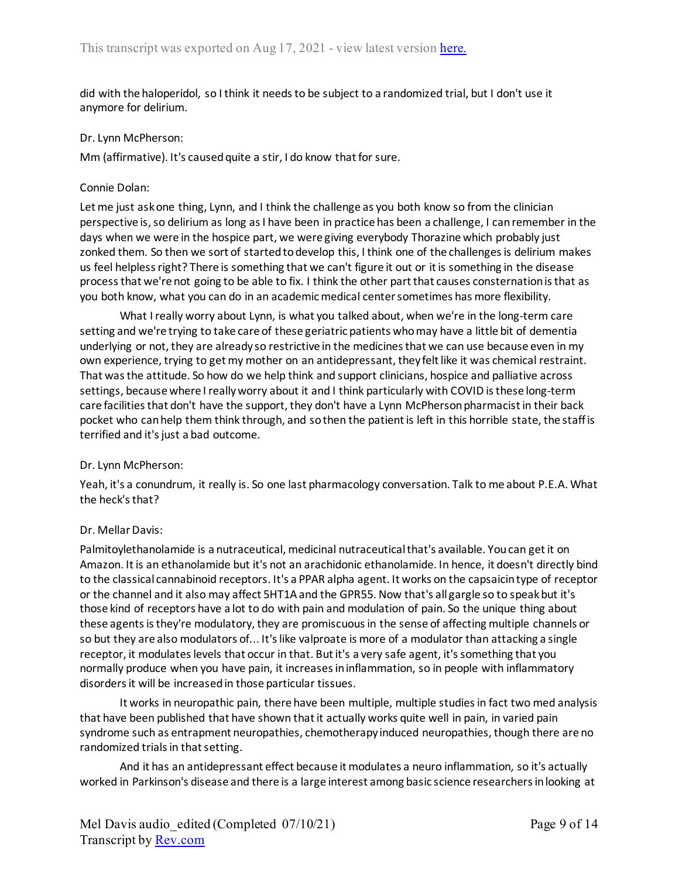did with the haloperidol, so I think it needs to be subject to a randomized trial, but I don't use it anymore for delirium.

Dr. Lynn McPherson:

Mm (affirmative). It's caused quite a stir, I do know that for sure.

Connie Dolan:

Let me just ask one thing, Lynn, and I think the challenge as you both know so from the clinician perspective is, so delirium as long as I have been in practice has been a challenge, I can remember in the days when we were in the hospice part, we were giving everybody Thorazine which probably just zonked them. So then we sort of started to develop this, I think one of the challenges is delirium makes us feel helpless right? There is something that we can't figure it out or it is something in the disease process that we're not going to be able to fix. I think the other part that causes consternation is that as you both know, what you can do in an academic medical center sometimes has more flexibility.

What I really worry about Lynn, is what you talked about, when we're in the long-term care setting and we're trying to take care of these geriatric patients who may have a little bit of dementia underlying or not, they are already so restrictive in the medicines that we can use because even in my own experience, trying to get my mother on an antidepressant, they felt like it was chemical restraint. That was the attitude. So how do we help think and support clinicians, hospice and palliative across settings, because where I really worry about it and I think particularly with COVID is these long-term care facilities that don't have the support, they don't have a Lynn McPherson pharmacist in their back pocket who can help them think through, and so then the patient is left in this horrible state, the staff is terrified and it's just a bad outcome.

Dr. Lynn McPherson:

Yeah, it's a conundrum, it really is. So one last pharmacology conversation. Talk to me about P.E.A. What the heck's that?

Dr. Mellar Davis:

Palmitoylethanolamide is a nutraceutical, medicinal nutraceutical that's available. You can get it on Amazon. It is an ethanolamide but it's not an arachidonic ethanolamide. In hence, it doesn't directly bind to the classical cannabinoid receptors. It's a PPAR alpha agent. It works on the capsaicin type of receptor or the channel and it also may affect 5HT1A and the GPR55. Now that's all gargle so to speak but it's those kind of receptors have a lot to do with pain and modulation of pain. So the unique thing about these agents is they're modulatory, they are promiscuous in the sense of affecting multiple channels or so but they are also modulators of... It's like valproate is more of a modulator than attacking a single receptor, it modulates levels that occur in that. But it's a very safe agent, it's something that you normally produce when you have pain, it increases in inflammation, so in people with inflammatory disorders it will be increased in those particular tissues.

It works in neuropathic pain, there have been multiple, multiple studies in fact two med analysis that have been published that have shown that it actually works quite well in pain, in varied pain syndrome such as entrapment neuropathies, chemotherapy induced neuropathies, though there are no randomized trials in that setting.

And it has an antidepressant effect because it modulates a neuro inflammation, so it's actually worked in Parkinson's disease and there is a large interest among basic science researchers in looking at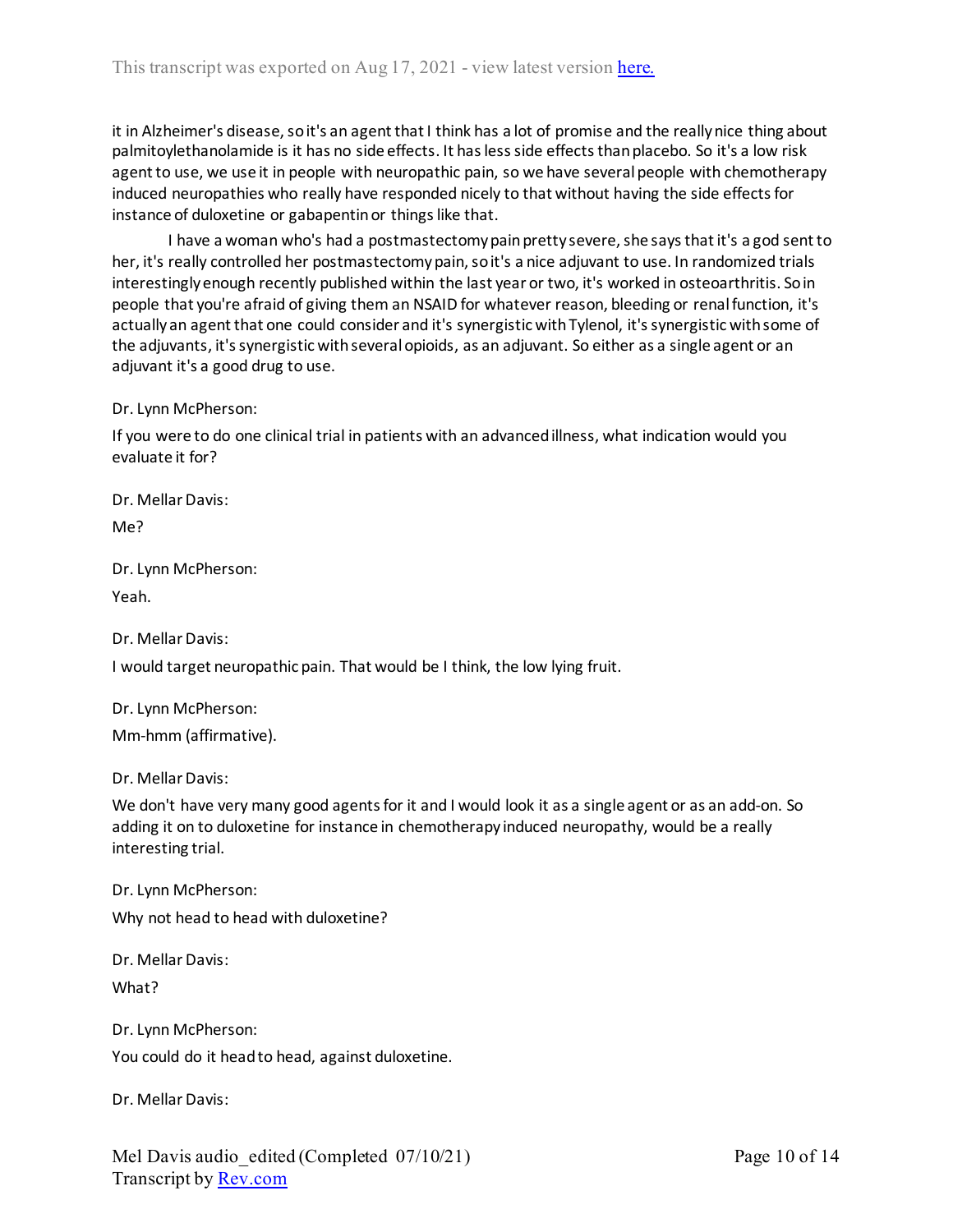it in Alzheimer's disease, so it's an agent that I think has a lot of promise and the really nice thing about palmitoylethanolamide is it has no side effects. It has less side effects than placebo. So it's a low risk agent to use, we use it in people with neuropathic pain, so we have several people with chemotherapy induced neuropathies who really have responded nicely to that without having the side effects for instance of duloxetine or gabapentin or things like that.

I have a woman who's had a postmastectomy pain pretty severe, she says that it's a god sent to her, it's really controlled her postmastectomy pain, so it's a nice adjuvant to use. In randomized trials interestingly enough recently published within the last year or two, it's worked in osteoarthritis. So in people that you're afraid of giving them an NSAID for whatever reason, bleeding or renal function, it's actually an agent that one could consider and it's synergistic with Tylenol, it's synergistic with some of the adjuvants, it's synergistic with several opioids, as an adjuvant. So either as a single agent or an adjuvant it's a good drug to use.

Dr. Lynn McPherson:

If you were to do one clinical trial in patients with an advanced illness, what indication would you evaluate it for?

Dr. Mellar Davis:

Me?

Dr. Lynn McPherson:

Yeah.

Dr. Mellar Davis:

I would target neuropathic pain. That would be I think, the low lying fruit.

Dr. Lynn McPherson:

Mm-hmm (affirmative).

Dr. Mellar Davis:

We don't have very many good agents for it and I would look it as a single agent or as an add-on. So adding it on to duloxetine for instance in chemotherapy induced neuropathy, would be a really interesting trial.

Dr. Lynn McPherson:

Why not head to head with duloxetine?

Dr. Mellar Davis:

What?

Dr. Lynn McPherson:

You could do it head to head, against duloxetine.

Dr. Mellar Davis: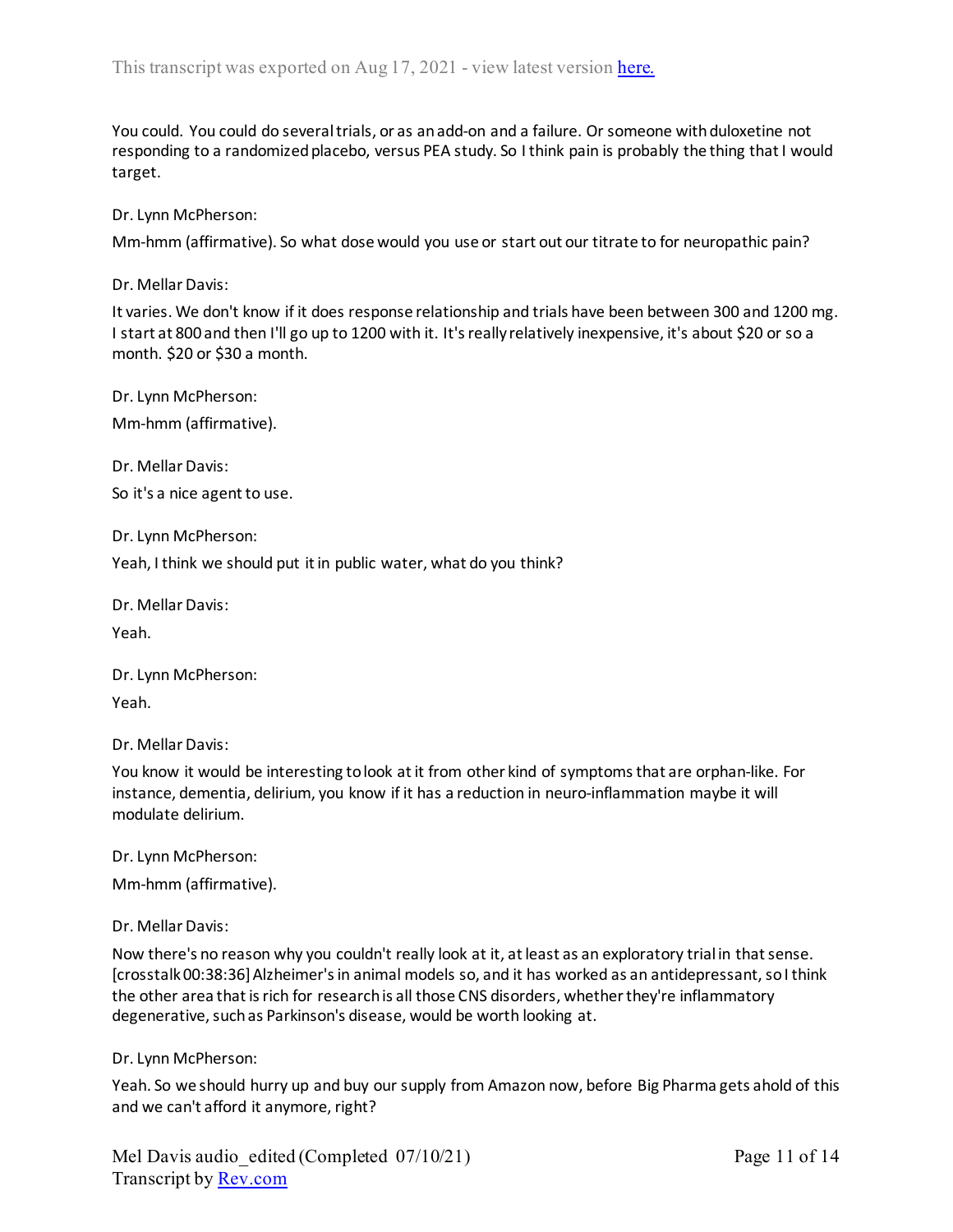You could. You could do several trials, or as an add-on and a failure. Or someone with duloxetine not responding to a randomized placebo, versus PEA study. So I think pain is probably the thing that I would target.

Dr. Lynn McPherson:

Mm-hmm (affirmative). So what dose would you use or start out our titrate to for neuropathic pain?

Dr. Mellar Davis:

It varies. We don't know if it does response relationship and trials have been between 300 and 1200 mg. I start at 800 and then I'll go up to 1200 with it. It's really relatively inexpensive, it's about $20 or so a month. $20 or $30 a month.

Dr. Lynn McPherson:

Mm-hmm (affirmative).

Dr. Mellar Davis:

So it's a nice agent to use.

Dr. Lynn McPherson:

Yeah, I think we should put it in public water, what do you think?

Dr. Mellar Davis:

Yeah.

Dr. Lynn McPherson:

Yeah.

Dr. Mellar Davis:

You know it would be interesting to look at it from other kind of symptoms that are orphan-like. For instance, dementia, delirium, you know if it has a reduction in neuro-inflammation maybe it will modulate delirium.

Dr. Lynn McPherson:

Mm-hmm (affirmative).

Dr. Mellar Davis:

Now there's no reason why you couldn't really look at it, at least as an exploratory trial in that sense. [crosstalk 00:38:36] Alzheimer's in animal models so, and it has worked as an antidepressant, so I think the other area that is rich for research is all those CNS disorders, whether they're inflammatory degenerative, such as Parkinson's disease, would be worth looking at.

Dr. Lynn McPherson:

Yeah. So we should hurry up and buy our supply from Amazon now, before Big Pharma gets ahold of this and we can't afford it anymore, right?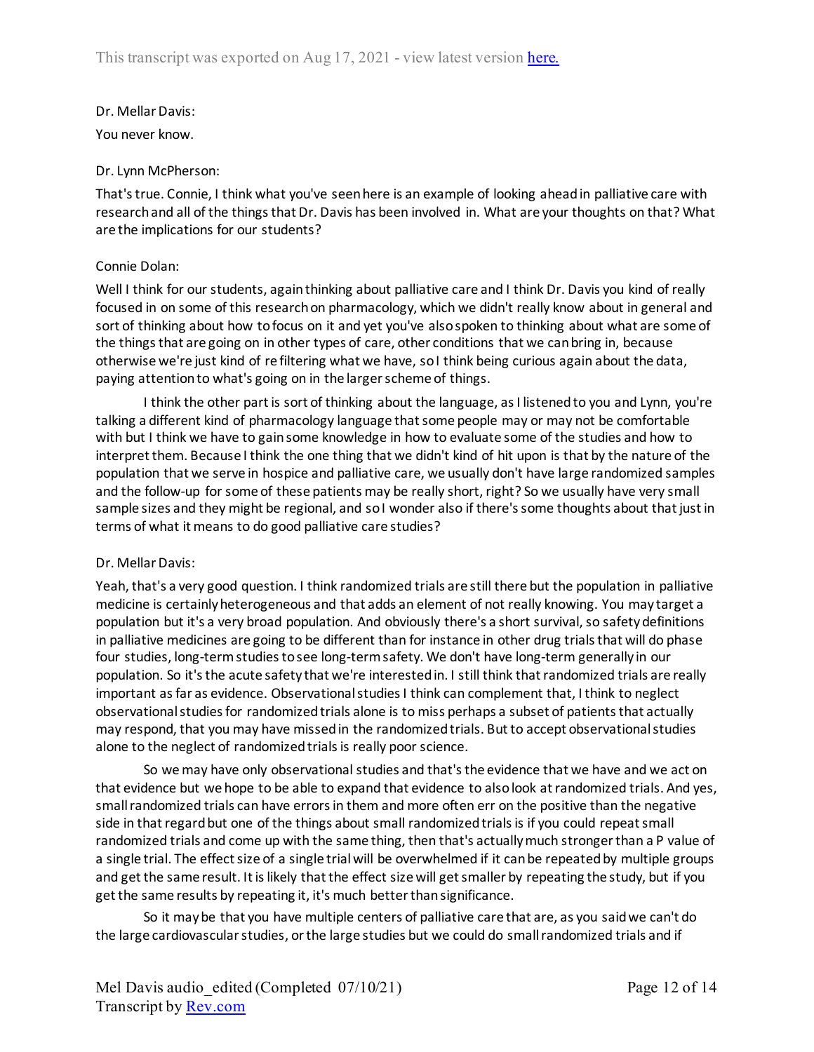Dr. Mellar Davis:

You never know.

Dr. Lynn McPherson:

That's true. Connie, I think what you've seen here is an example of looking ahead in palliative care with research and all of the things that Dr. Davis has been involved in. What are your thoughts on that? What are the implications for our students?

Connie Dolan:

Well I think for our students, again thinking about palliative care and I think Dr. Davis you kind of really focused in on some of this research on pharmacology, which we didn't really know about in general and sort of thinking about how to focus on it and yet you've also spoken to thinking about what are some of the things that are going on in other types of care, other conditions that we can bring in, because otherwise we're just kind of re filtering what we have, so I think being curious again about the data, paying attention to what's going on in the larger scheme of things.

I think the other part is sort of thinking about the language, as I listened to you and Lynn, you're talking a different kind of pharmacology language that some people may or may not be comfortable with but I think we have to gain some knowledge in how to evaluate some of the studies and how to interpret them. Because I think the one thing that we didn't kind of hit upon is that by the nature of the population that we serve in hospice and palliative care, we usually don't have large randomized samples and the follow-up for some of these patients may be really short, right? So we usually have very small sample sizes and they might be regional, and so I wonder also if there's some thoughts about that just in terms of what it means to do good palliative care studies?

Dr. Mellar Davis:

Yeah, that's a very good question. I think randomized trials are still there but the population in palliative medicine is certainly heterogeneous and that adds an element of not really knowing. You may target a population but it's a very broad population. And obviously there's a short survival, so safety definitions in palliative medicines are going to be different than for instance in other drug trials that will do phase four studies, long-term studies to see long-term safety. We don't have long-term generally in our population. So it's the acute safety that we're interested in. I still think that randomized trials are really important as far as evidence. Observational studies I think can complement that, I think to neglect observational studies for randomized trials alone is to miss perhaps a subset of patients that actually may respond, that you may have missed in the randomized trials. But to accept observational studies alone to the neglect of randomized trials is really poor science.

So we may have only observational studies and that's the evidence that we have and we act on that evidence but we hope to be able to expand that evidence to also look at randomized trials. And yes, small randomized trials can have errors in them and more often err on the positive than the negative side in that regard but one of the things about small randomized trials is if you could repeat small randomized trials and come up with the same thing, then that's actually much stronger than a P value of a single trial. The effect size of a single trial will be overwhelmed if it can be repeated by multiple groups and get the same result. It is likely that the effect size will get smaller by repeating the study, but if you get the same results by repeating it, it's much better than significance.

So it may be that you have multiple centers of palliative care that are, as you said we can't do the large cardiovascular studies, or the large studies but we could do small randomized trials and if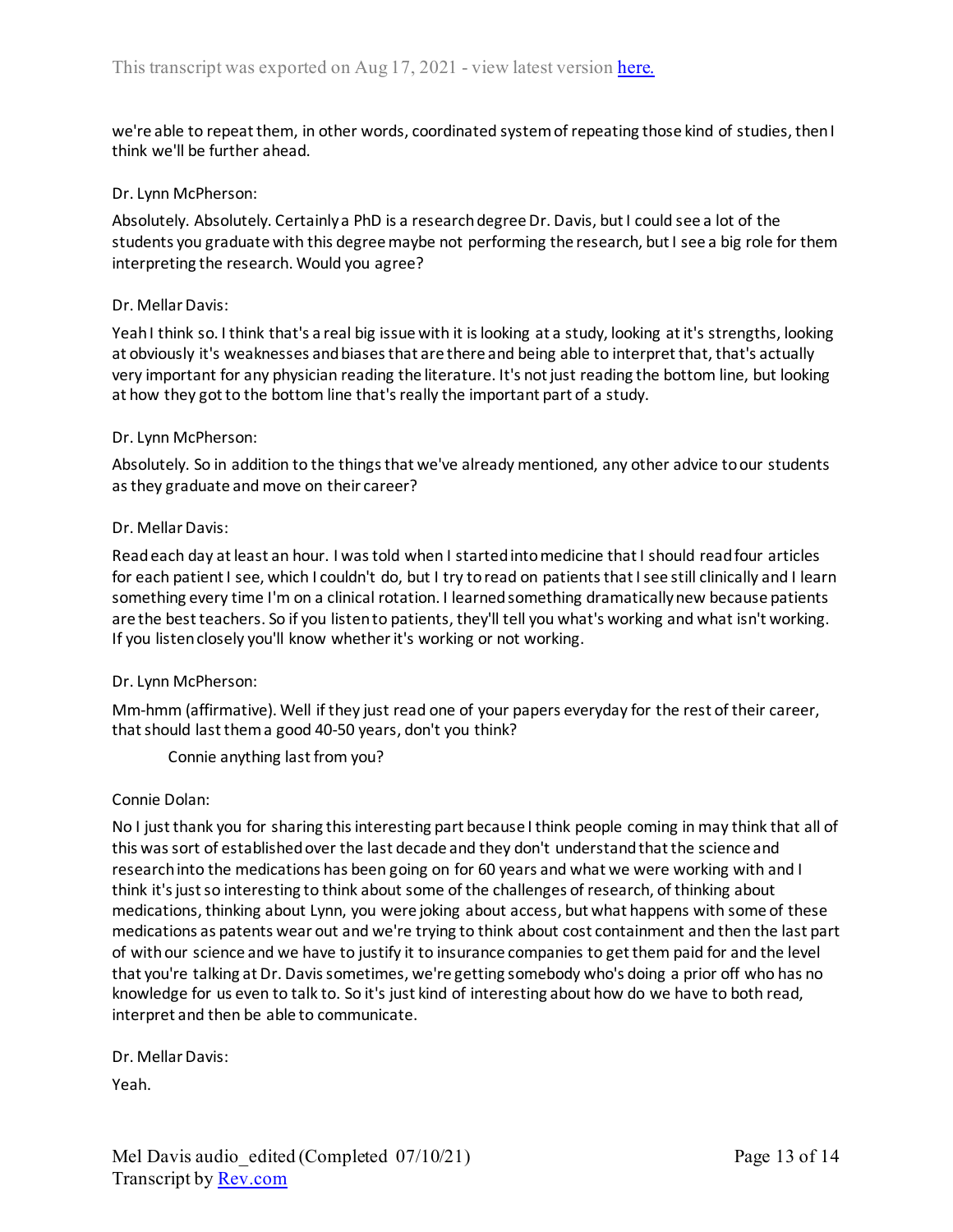we're able to repeat them, in other words, coordinated system of repeating those kind of studies, then I think we'll be further ahead.

Dr. Lynn McPherson:

Absolutely. Absolutely. Certainly a PhD is a research degree Dr. Davis, but I could see a lot of the students you graduate with this degree maybe not performing the research, but I see a big role for them interpreting the research. Would you agree?

Dr. Mellar Davis:

Yeah I think so. I think that's a real big issue with it is looking at a study, looking at it's strengths, looking at obviously it's weaknesses and biases that are there and being able to interpret that, that's actually very important for any physician reading the literature. It's not just reading the bottom line, but looking at how they got to the bottom line that's really the important part of a study.

Dr. Lynn McPherson:

Absolutely. So in addition to the things that we've already mentioned, any other advice to our students as they graduate and move on their career?

Dr. Mellar Davis:

Read each day at least an hour. I was told when I started into medicine that I should read four articles for each patient I see, which I couldn't do, but I try to read on patients that I see still clinically and I learn something every time I'm on a clinical rotation. I learned something dramatically new because patients are the best teachers. So if you listen to patients, they'll tell you what's working and what isn't working. If you listen closely you'll know whether it's working or not working.

Dr. Lynn McPherson:

Mm-hmm (affirmative). Well if they just read one of your papers everyday for the rest of their career, that should last them a good 40-50 years, don't you think?

Connie anything last from you?

Connie Dolan:

No I just thank you for sharing this interesting part because I think people coming in may think that all of this was sort of established over the last decade and they don't understand that the science and research into the medications has been going on for 60 years and what we were working with and I think it's just so interesting to think about some of the challenges of research, of thinking about medications, thinking about Lynn, you were joking about access, but what happens with some of these medications as patents wear out and we're trying to think about cost containment and then the last part of with our science and we have to justify it to insurance companies to get them paid for and the level that you're talking at Dr. Davis sometimes, we're getting somebody who's doing a prior off who has no knowledge for us even to talk to. So it's just kind of interesting about how do we have to both read, interpret and then be able to communicate.

Dr. Mellar Davis:

Yeah.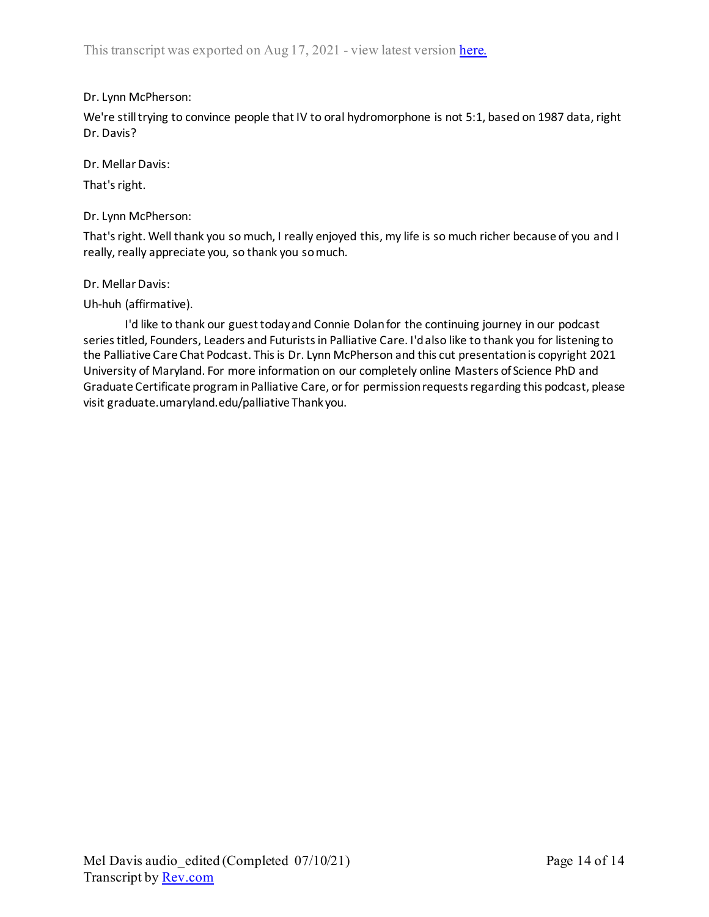Dr. Lynn McPherson:

We're still trying to convince people that IV to oral hydromorphone is not 5:1, based on 1987 data, right Dr. Davis?

Dr. Mellar Davis:

That's right.

Dr. Lynn McPherson:

That's right. Well thank you so much, I really enjoyed this, my life is so much richer because of you and I really, really appreciate you, so thank you so much.

Dr. Mellar Davis:

Uh-huh (affirmative).

I'd like to thank our guest today and Connie Dolan for the continuing journey in our podcast series titled, Founders, Leaders and Futurists in Palliative Care. I'd also like to thank you for listening to the Palliative Care Chat Podcast. This is Dr. Lynn McPherson and this cut presentation is copyright 2021 University of Maryland. For more information on our completely online Masters of Science PhD and Graduate Certificate program in Palliative Care, or for permission requests regarding this podcast, please visit graduate.umaryland.edu/palliative Thank you.